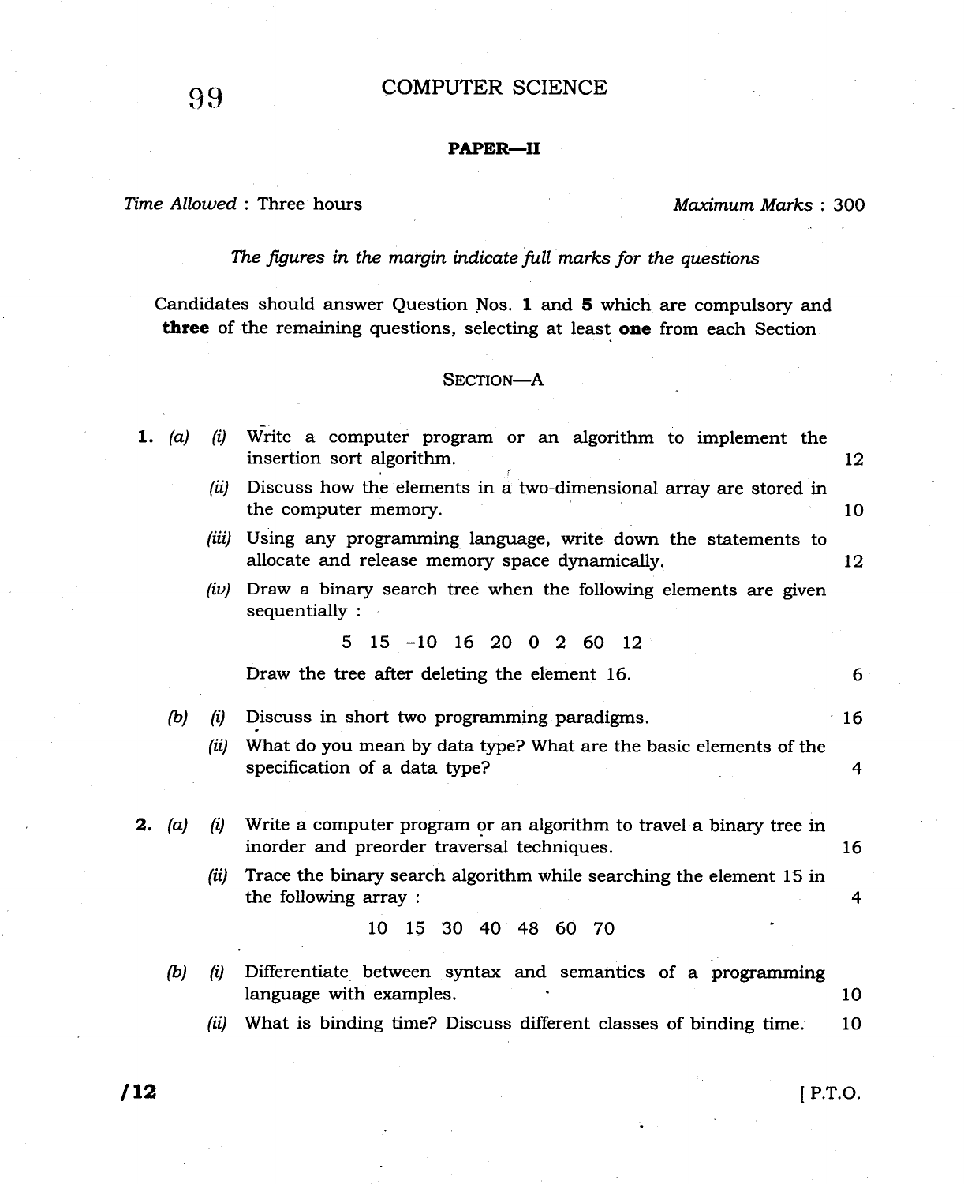99

# COMPUTER SCIENCE

## PAPER—II

*Time Allowed* : Three hours *Maximum Marks* : 300

*The figures in the margin indicate full marks for the questions*

Candidates should answer Question Nos. **1** and **5** which are compulsory and **three** of the remaining questions, selecting at least **one** from each Section

### SECTION—A

**1.** *(a)* *(i)* Write a computer program or an algorithm to implement the insertion sort algorithm. 12

*(ii)* Discuss how the elements in a two-dimensional array are stored in the computer memory. 10

*(iii)* Using any programming language, write down the statements to allocate and release memory space dynamically. 12

*(iv)* Draw a binary search tree when the following elements are given sequentially :

5 15 –10 16 20 0 2 60 12

Draw the tree after deleting the element 16. 6

*(b)* *(i)* Discuss in short two programming paradigms. 16

*(ii)* What do you mean by data type? What are the basic elements of the specification of a data type? 4

**2.** *(a)* *(i)* Write a computer program or an algorithm to travel a binary tree in inorder and preorder traversal techniques. 16

*(ii)* Trace the binary search algorithm while searching the element 15 in the following array : 4

10 15 30 40 48 60 70

*(b)* *(i)* Differentiate between syntax and semantics of a programming language with examples. 10

*(ii)* What is binding time? Discuss different classes of binding time. 10

/12 [ P.T.O.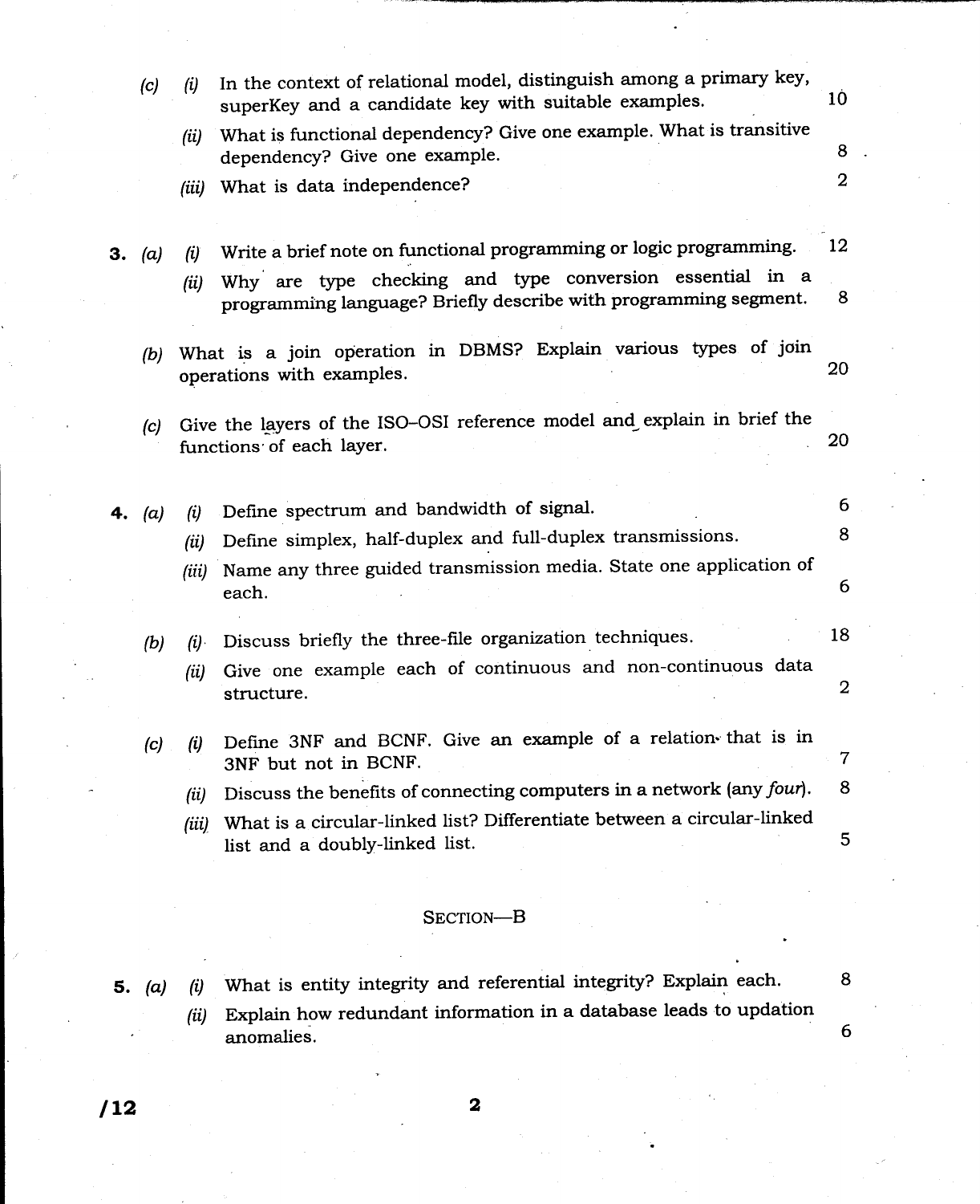(c) (i) In the context of relational model, distinguish among a primary key, superKey and a candidate key with suitable examples. 10

(ii) What is functional dependency? Give one example. What is transitive dependency? Give one example. 8

(iii) What is data independence? 2

**3.** (a) (i) Write a brief note on functional programming or logic programming. 12

(ii) Why are type checking and type conversion essential in a programming language? Briefly describe with programming segment. 8

(b) What is a join operation in DBMS? Explain various types of join operations with examples. 20

(c) Give the layers of the ISO–OSI reference model and explain in brief the functions of each layer. 20

**4.** (a) (i) Define spectrum and bandwidth of signal. 6

(ii) Define simplex, half-duplex and full-duplex transmissions. 8

(iii) Name any three guided transmission media. State one application of each. 6

(b) (i) Discuss briefly the three-file organization techniques. 18

(ii) Give one example each of continuous and non-continuous data structure. 2

(c) (i) Define 3NF and BCNF. Give an example of a relation that is in 3NF but not in BCNF. 7

(ii) Discuss the benefits of connecting computers in a network (any *four*). 8

(iii) What is a circular-linked list? Differentiate between a circular-linked list and a doubly-linked list. 5

## SECTION—B

**5.** (a) (i) What is entity integrity and referential integrity? Explain each. 8

(ii) Explain how redundant information in a database leads to updation anomalies. 6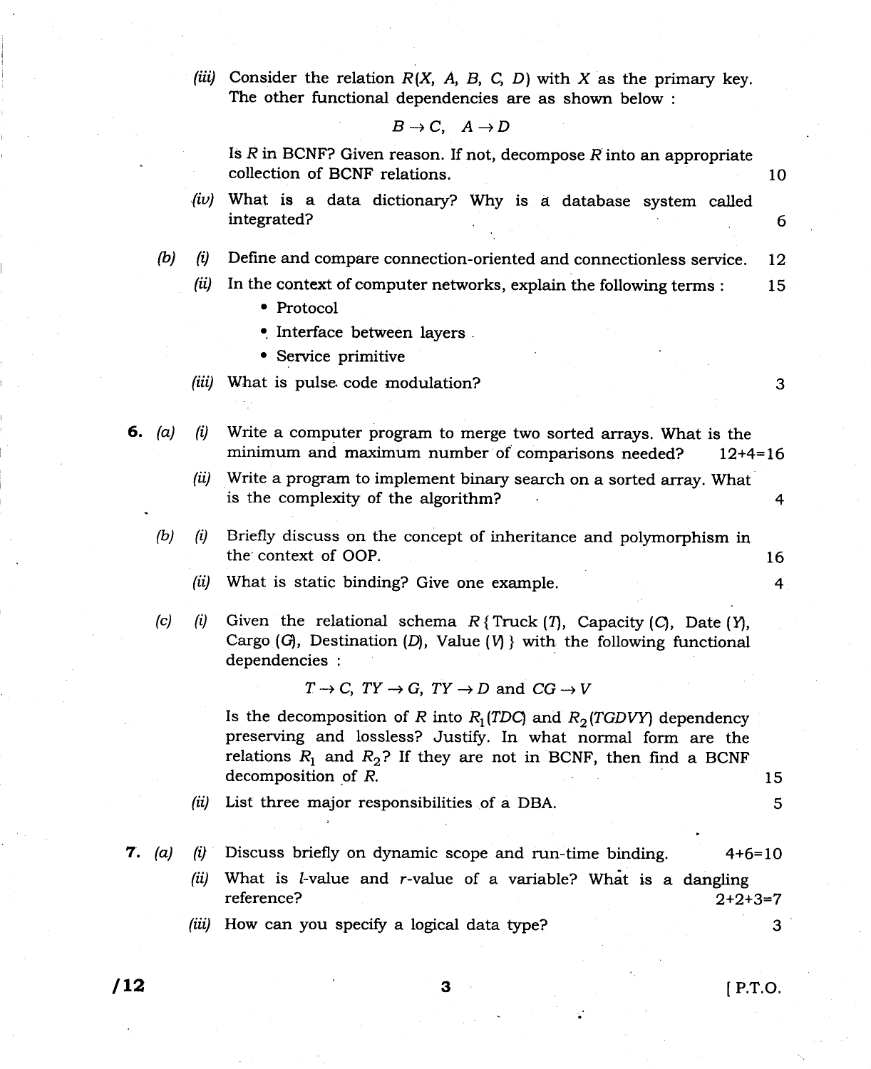(iii) Consider the relation $R(X, A, B, C, D)$ with $X$ as the primary key. The other functional dependencies are as shown below :

$$B \rightarrow C, \quad A \rightarrow D$$

Is $R$ in BCNF? Given reason. If not, decompose $R$ into an appropriate collection of BCNF relations. 10

(iv) What is a data dictionary? Why is a database system called integrated? 6

(b) (i) Define and compare connection-oriented and connectionless service. 12

(ii) In the context of computer networks, explain the following terms : 15

- Protocol
- Interface between layers
- Service primitive

(iii) What is pulse code modulation? 3

**6.** (a) (i) Write a computer program to merge two sorted arrays. What is the minimum and maximum number of comparisons needed? 12+4=16

(ii) Write a program to implement binary search on a sorted array. What is the complexity of the algorithm? 4

(b) (i) Briefly discuss on the concept of inheritance and polymorphism in the context of OOP. 16

(ii) What is static binding? Give one example. 4

(c) (i) Given the relational schema $R$ { Truck ($T$), Capacity ($C$), Date ($Y$), Cargo ($G$), Destination ($D$), Value ($V$) } with the following functional dependencies :

$$T \rightarrow C, \; TY \rightarrow G, \; TY \rightarrow D \text{ and } CG \rightarrow V$$

Is the decomposition of $R$ into $R_1(TDC)$ and $R_2(TGDVY)$ dependency preserving and lossless? Justify. In what normal form are the relations $R_1$ and $R_2$? If they are not in BCNF, then find a BCNF decomposition of $R$. 15

(ii) List three major responsibilities of a DBA. 5

**7.** (a) (i) Discuss briefly on dynamic scope and run-time binding. 4+6=10

(ii) What is $l$-value and $r$-value of a variable? What is a dangling reference? 2+2+3=7

(iii) How can you specify a logical data type? 3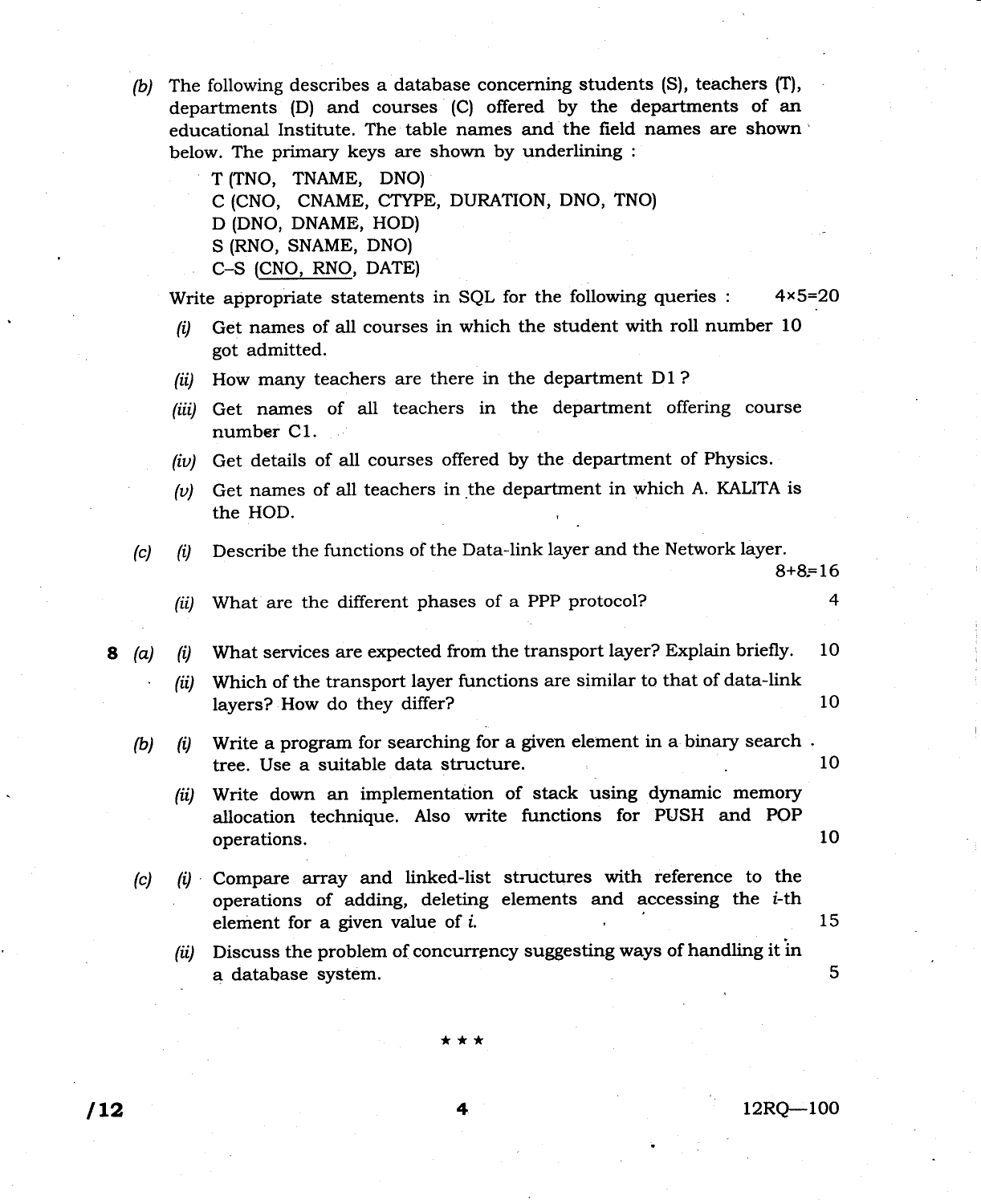(b) The following describes a database concerning students (S), teachers (T), departments (D) and courses (C) offered by the departments of an educational Institute. The table names and the field names are shown below. The primary keys are shown by underlining :

T (TNO, TNAME, DNO)
C (CNO, CNAME, CTYPE, DURATION, DNO, TNO)
D (DNO, DNAME, HOD)
S (RNO, SNAME, DNO)
C–S (<u>CNO, RNO</u>, DATE)

Write appropriate statements in SQL for the following queries : 4×5=20

(i) Get names of all courses in which the student with roll number 10 got admitted.

(ii) How many teachers are there in the department D1?

(iii) Get names of all teachers in the department offering course number C1.

(iv) Get details of all courses offered by the department of Physics.

(v) Get names of all teachers in the department in which A. KALITA is the HOD.

(c) (i) Describe the functions of the Data-link layer and the Network layer. 8+8=16

(ii) What are the different phases of a PPP protocol? 4

**8** (a) (i) What services are expected from the transport layer? Explain briefly. 10

(ii) Which of the transport layer functions are similar to that of data-link layers? How do they differ? 10

(b) (i) Write a program for searching for a given element in a binary search tree. Use a suitable data structure. 10

(ii) Write down an implementation of stack using dynamic memory allocation technique. Also write functions for PUSH and POP operations. 10

(c) (i) Compare array and linked-list structures with reference to the operations of adding, deleting elements and accessing the $i$-th element for a given value of $i$. 15

(ii) Discuss the problem of concurrency suggesting ways of handling it in a database system. 5

★ ★ ★